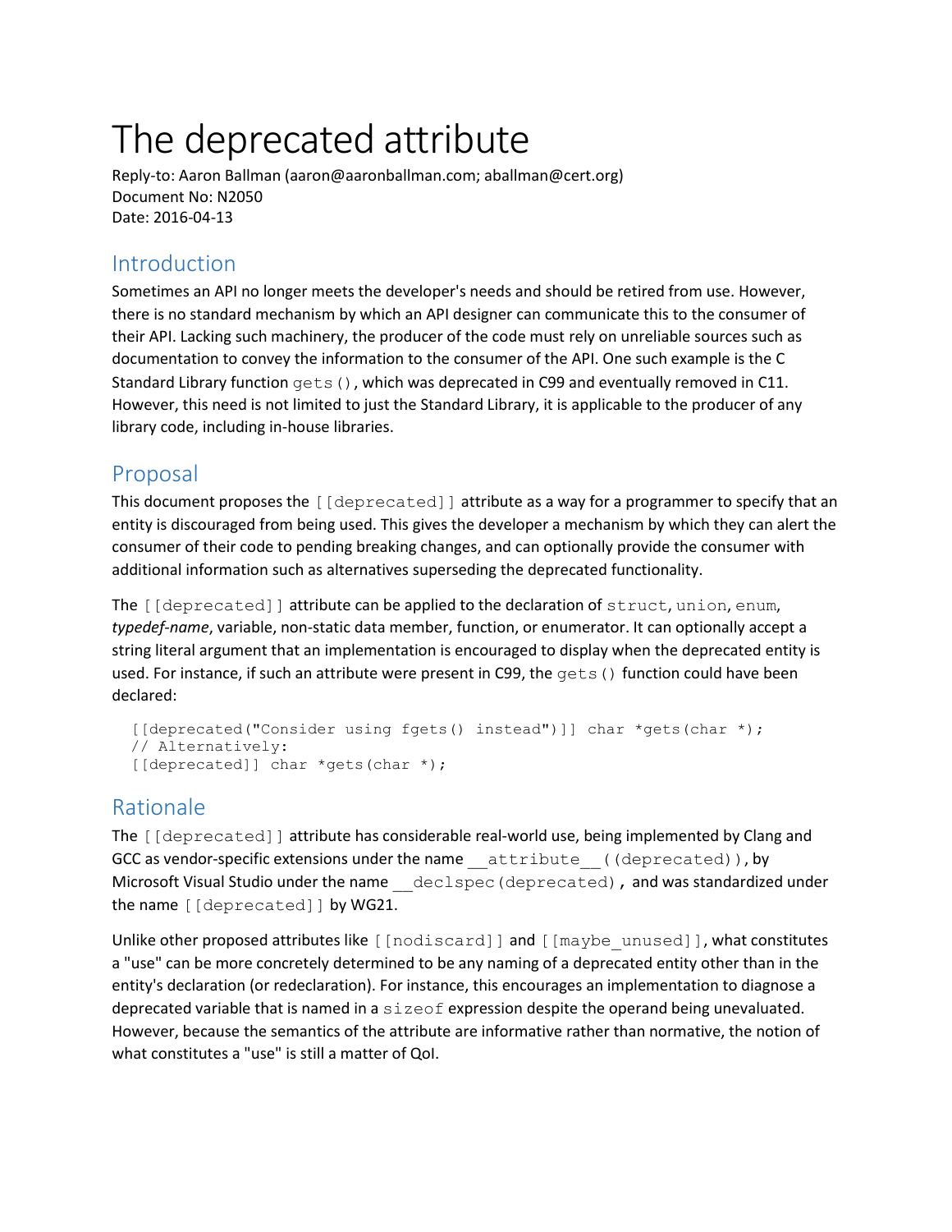# The deprecated attribute

Reply-to: Aaron Ballman (aaron@aaronballman.com; aballman@cert.org)
Document No: N2050
Date: 2016-04-13

## Introduction

Sometimes an API no longer meets the developer's needs and should be retired from use. However, there is no standard mechanism by which an API designer can communicate this to the consumer of their API. Lacking such machinery, the producer of the code must rely on unreliable sources such as documentation to convey the information to the consumer of the API. One such example is the C Standard Library function `gets()`, which was deprecated in C99 and eventually removed in C11. However, this need is not limited to just the Standard Library, it is applicable to the producer of any library code, including in-house libraries.

## Proposal

This document proposes the `[[deprecated]]` attribute as a way for a programmer to specify that an entity is discouraged from being used. This gives the developer a mechanism by which they can alert the consumer of their code to pending breaking changes, and can optionally provide the consumer with additional information such as alternatives superseding the deprecated functionality.

The `[[deprecated]]` attribute can be applied to the declaration of `struct`, `union`, `enum`, *typedef-name*, variable, non-static data member, function, or enumerator. It can optionally accept a string literal argument that an implementation is encouraged to display when the deprecated entity is used. For instance, if such an attribute were present in C99, the `gets()` function could have been declared:

```
[[deprecated("Consider using fgets() instead")]] char *gets(char *);
// Alternatively:
[[deprecated]] char *gets(char *);
```

## Rationale

The `[[deprecated]]` attribute has considerable real-world use, being implemented by Clang and GCC as vendor-specific extensions under the name `__attribute__((deprecated))`, by Microsoft Visual Studio under the name `__declspec(deprecated)`, and was standardized under the name `[[deprecated]]` by WG21.

Unlike other proposed attributes like `[[nodiscard]]` and `[[maybe_unused]]`, what constitutes a "use" can be more concretely determined to be any naming of a deprecated entity other than in the entity's declaration (or redeclaration). For instance, this encourages an implementation to diagnose a deprecated variable that is named in a `sizeof` expression despite the operand being unevaluated. However, because the semantics of the attribute are informative rather than normative, the notion of what constitutes a "use" is still a matter of QoI.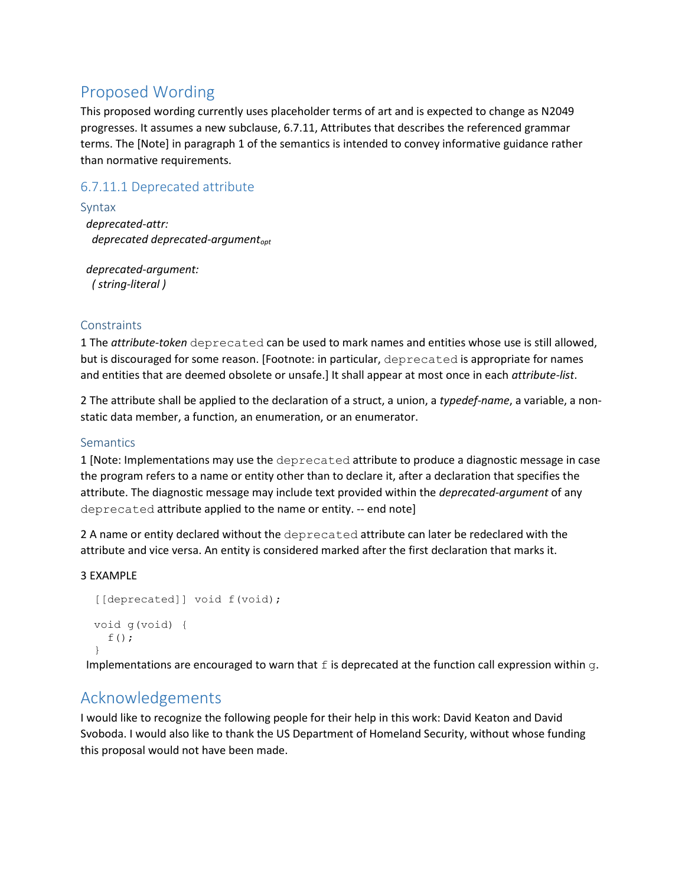## Proposed Wording

This proposed wording currently uses placeholder terms of art and is expected to change as N2049 progresses. It assumes a new subclause, 6.7.11, Attributes that describes the referenced grammar terms. The [Note] in paragraph 1 of the semantics is intended to convey informative guidance rather than normative requirements.

### 6.7.11.1 Deprecated attribute

#### Syntax

*deprecated-attr:*
  *deprecated deprecated-argument*$_{opt}$

*deprecated-argument:*
  *( string-literal )*

#### Constraints

1 The ***attribute-token*** `deprecated` can be used to mark names and entities whose use is still allowed, but is discouraged for some reason. [Footnote: in particular, `deprecated` is appropriate for names and entities that are deemed obsolete or unsafe.] It shall appear at most once in each *attribute-list*.

2 The attribute shall be applied to the declaration of a struct, a union, a *typedef-name*, a variable, a non-static data member, a function, an enumeration, or an enumerator.

#### Semantics

1 [Note: Implementations may use the `deprecated` attribute to produce a diagnostic message in case the program refers to a name or entity other than to declare it, after a declaration that specifies the attribute. The diagnostic message may include text provided within the *deprecated-argument* of any `deprecated` attribute applied to the name or entity. -- end note]

2 A name or entity declared without the `deprecated` attribute can later be redeclared with the attribute and vice versa. An entity is considered marked after the first declaration that marks it.

3 EXAMPLE

```
[[deprecated]] void f(void);

void g(void) {
  f();
}
```

Implementations are encouraged to warn that `f` is deprecated at the function call expression within `g`.

## Acknowledgements

I would like to recognize the following people for their help in this work: David Keaton and David Svoboda. I would also like to thank the US Department of Homeland Security, without whose funding this proposal would not have been made.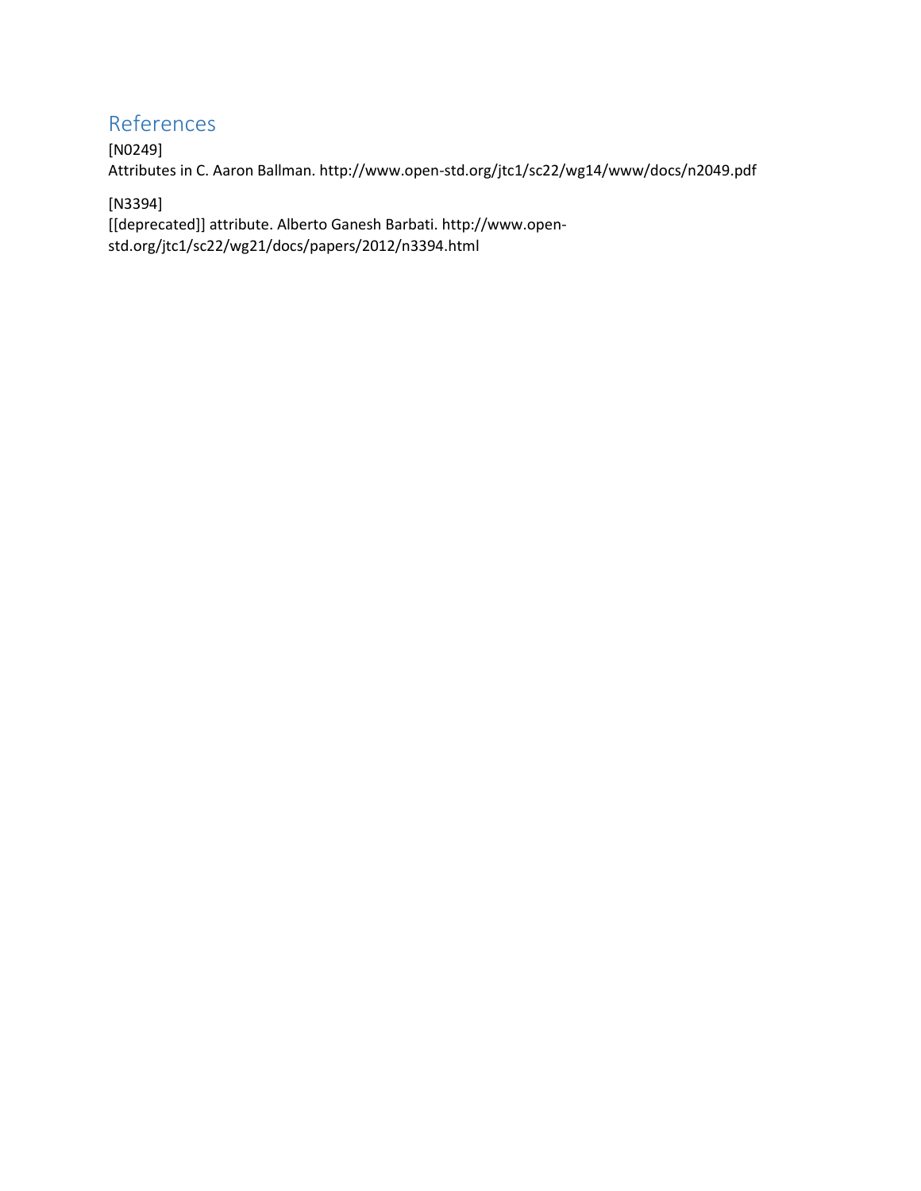## References

[N0249]
Attributes in C. Aaron Ballman. http://www.open-std.org/jtc1/sc22/wg14/www/docs/n2049.pdf

[N3394]
[[deprecated]] attribute. Alberto Ganesh Barbati. http://www.open-std.org/jtc1/sc22/wg21/docs/papers/2012/n3394.html